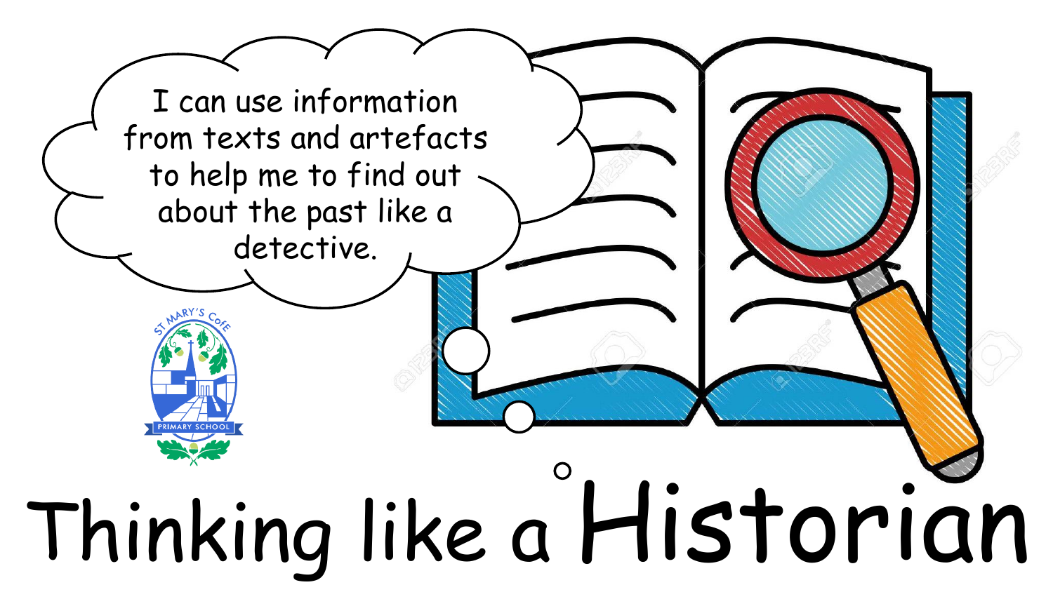I can use information from texts and artefacts to help me to find out about the past like a detective.

ST MARY'S CofE PRIMARY SCHOOL

# Thinking like a Historian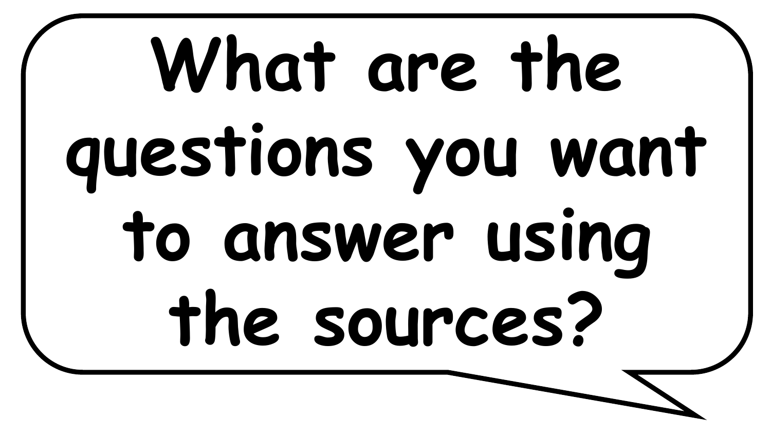What are the questions you want to answer using the sources?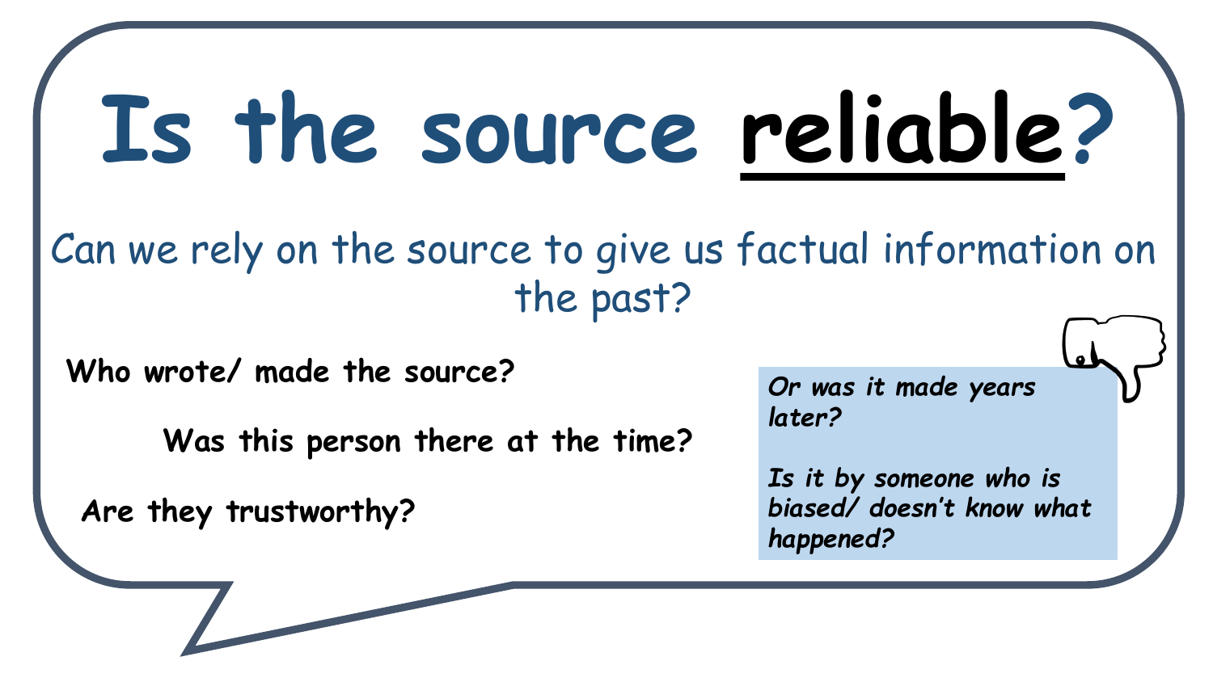# Is the source **reliable**?

Can we rely on the source to give us factual information on the past?

**Who wrote/ made the source?**

**Was this person there at the time?**

**Are they trustworthy?**

***Or was it made years later?***

***Is it by someone who is biased/ doesn't know what happened?***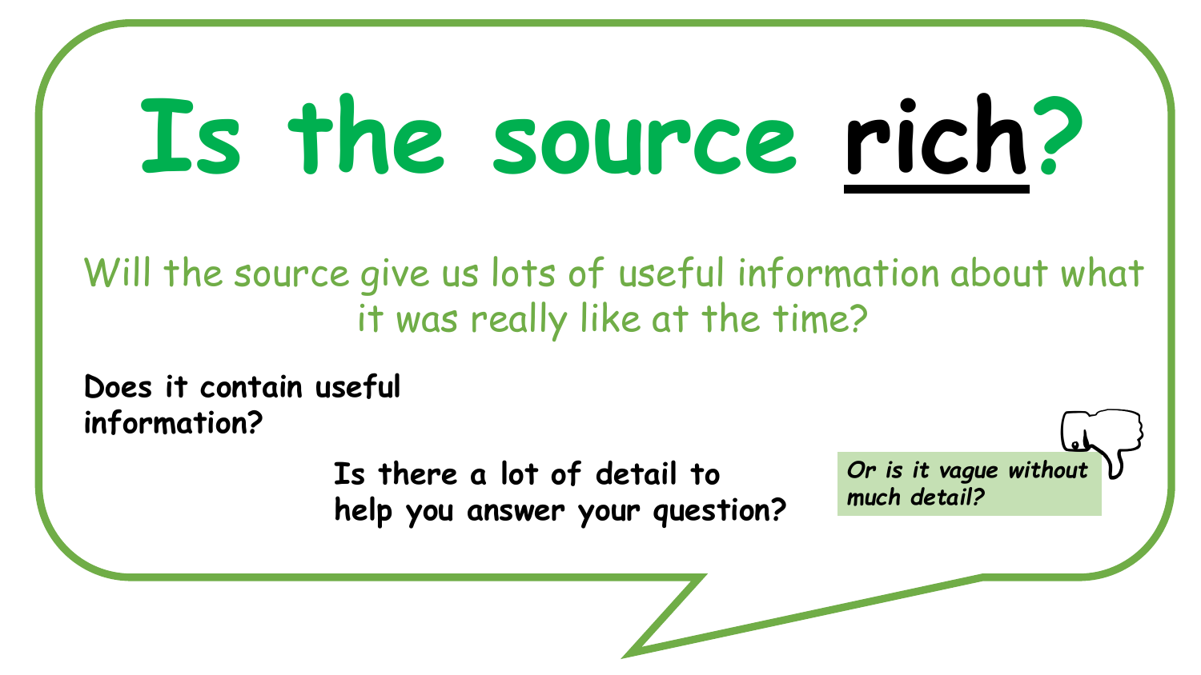# Is the source rich?

Will the source give us lots of useful information about what it was really like at the time?

**Does it contain useful information?**

**Is there a lot of detail to help you answer your question?**

***Or is it vague without much detail?***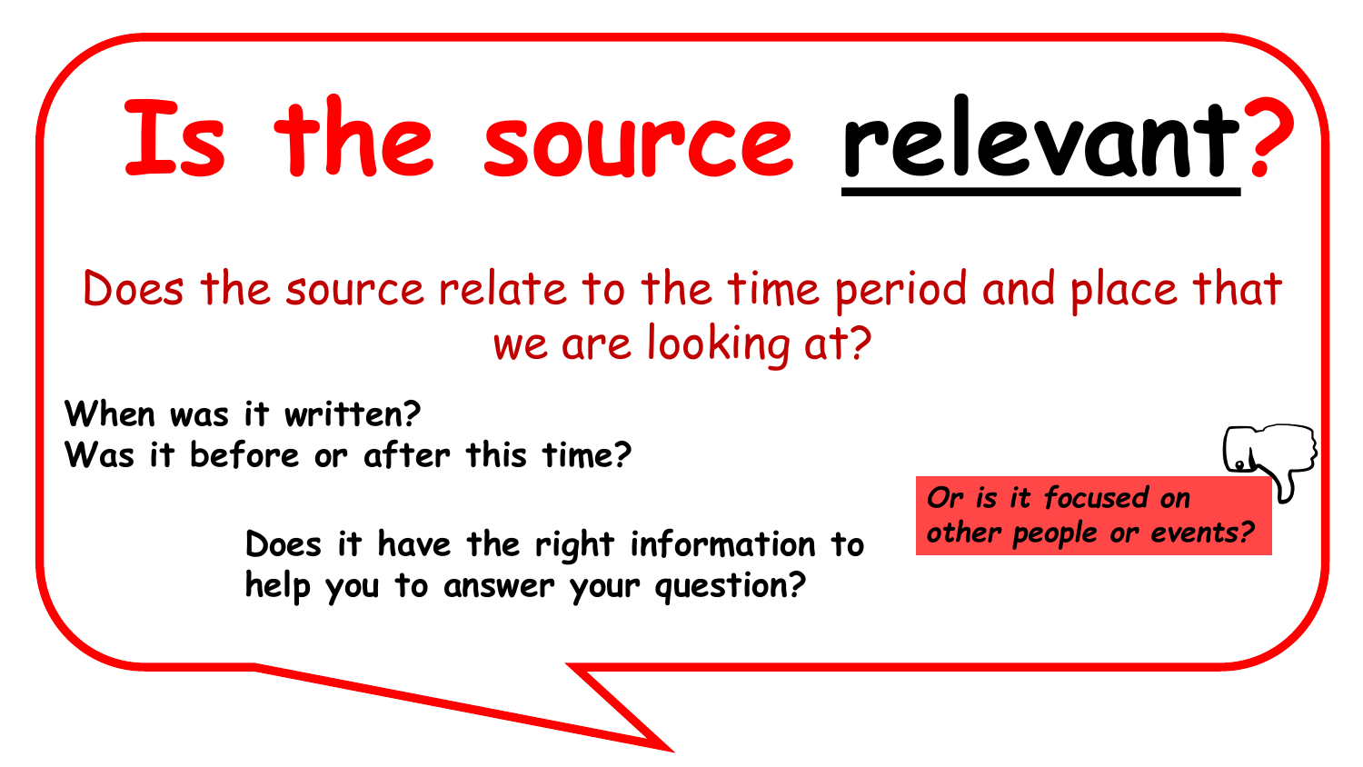# Is the source <u>relevant</u>?

Does the source relate to the time period and place that we are looking at?

**When was it written?**
**Was it before or after this time?**

**Does it have the right information to help you to answer your question?**

***Or is it focused on other people or events?***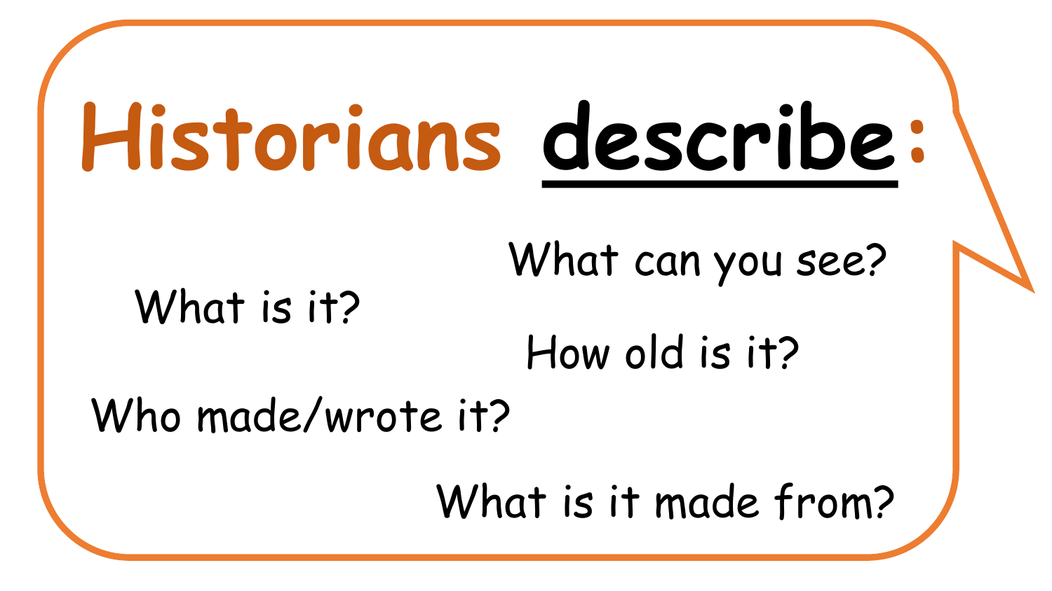# Historians **describe**:

What can you see?

What is it?

How old is it?

Who made/wrote it?

What is it made from?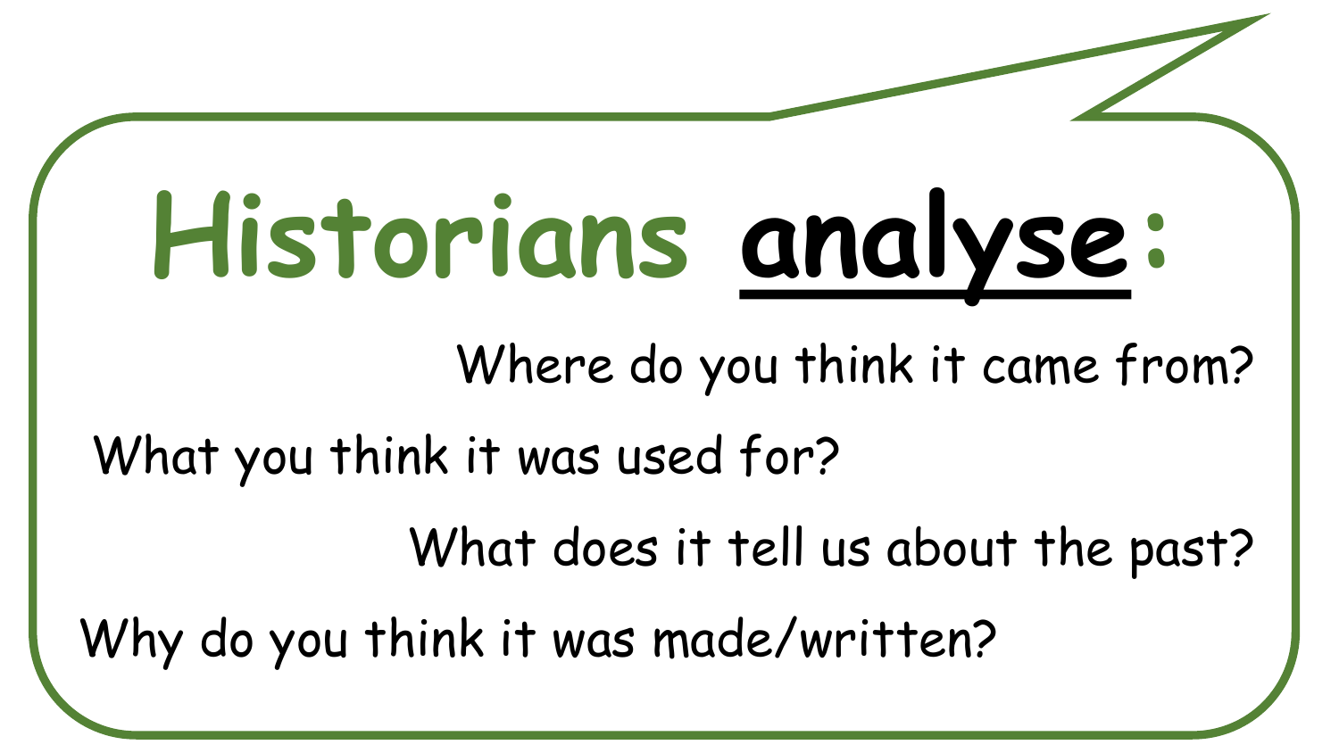# Historians **analyse**:

Where do you think it came from?

What you think it was used for?

What does it tell us about the past?

Why do you think it was made/written?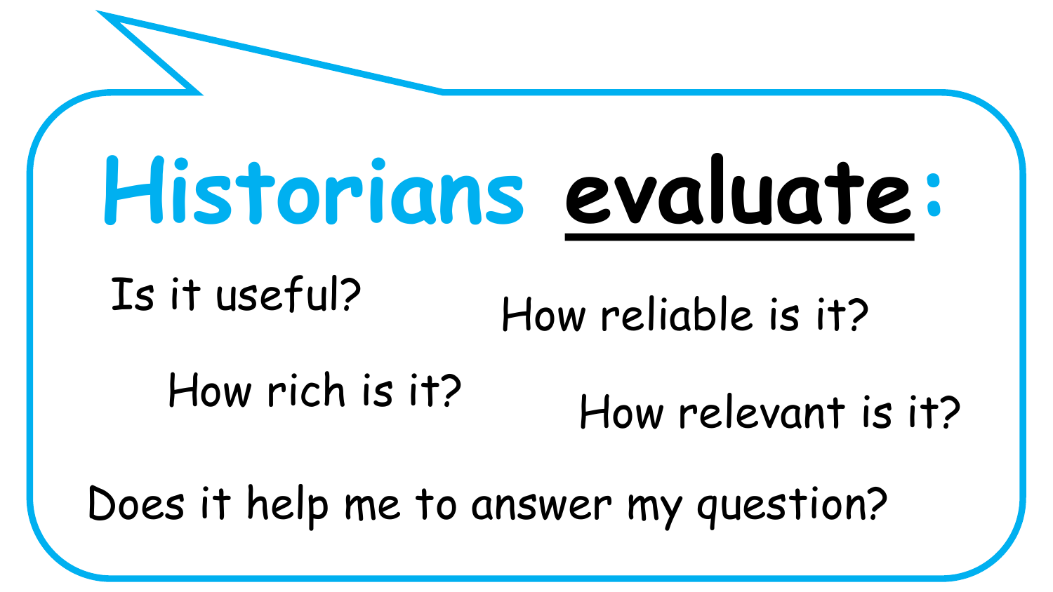# Historians **evaluate**:

Is it useful?

How reliable is it?

How rich is it?

How relevant is it?

Does it help me to answer my question?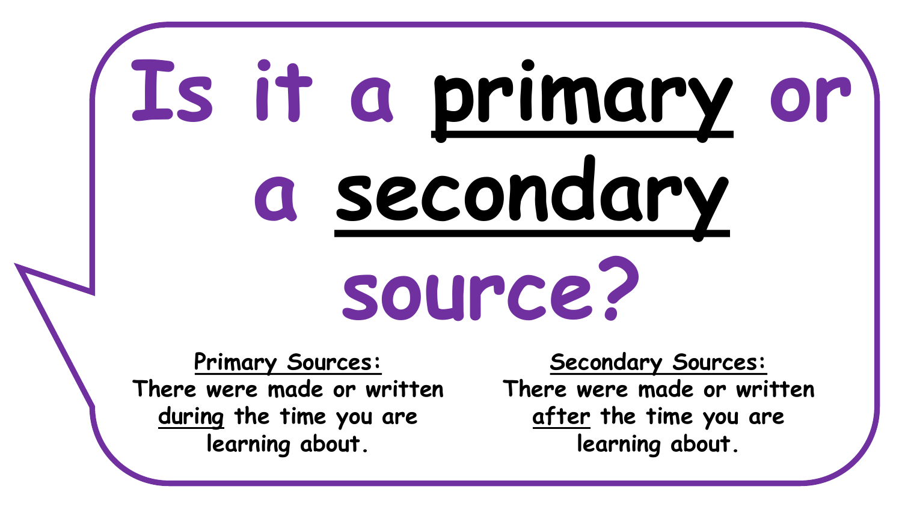# Is it a <u>primary</u> or a <u>secondary</u> source?

<u>Primary Sources:</u>
There were made or written <u>during</u> the time you are learning about.

<u>Secondary Sources:</u>
There were made or written <u>after</u> the time you are learning about.